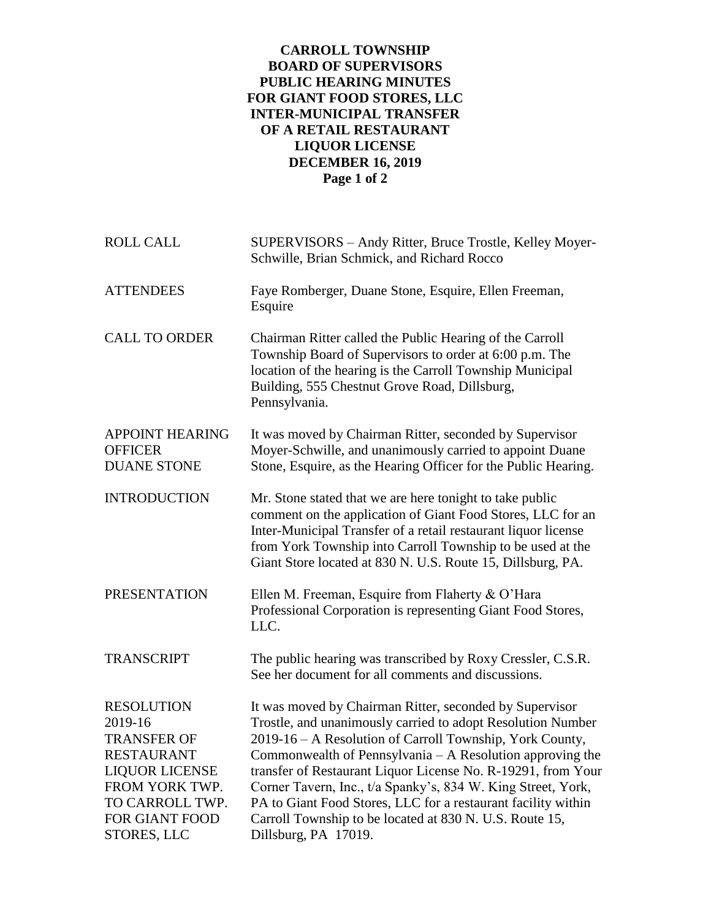**CARROLL TOWNSHIP**
**BOARD OF SUPERVISORS**
**PUBLIC HEARING MINUTES**
**FOR GIANT FOOD STORES, LLC**
**INTER-MUNICIPAL TRANSFER**
**OF A RETAIL RESTAURANT**
**LIQUOR LICENSE**
**DECEMBER 16, 2019**

| | |
|---|---|
| ROLL CALL | SUPERVISORS – Andy Ritter, Bruce Trostle, Kelley Moyer-Schwille, Brian Schmick, and Richard Rocco |
| ATTENDEES | Faye Romberger, Duane Stone, Esquire, Ellen Freeman, Esquire |
| CALL TO ORDER | Chairman Ritter called the Public Hearing of the Carroll Township Board of Supervisors to order at 6:00 p.m. The location of the hearing is the Carroll Township Municipal Building, 555 Chestnut Grove Road, Dillsburg, Pennsylvania. |
| APPOINT HEARING OFFICER DUANE STONE | It was moved by Chairman Ritter, seconded by Supervisor Moyer-Schwille, and unanimously carried to appoint Duane Stone, Esquire, as the Hearing Officer for the Public Hearing. |
| INTRODUCTION | Mr. Stone stated that we are here tonight to take public comment on the application of Giant Food Stores, LLC for an Inter-Municipal Transfer of a retail restaurant liquor license from York Township into Carroll Township to be used at the Giant Store located at 830 N. U.S. Route 15, Dillsburg, PA. |
| PRESENTATION | Ellen M. Freeman, Esquire from Flaherty & O'Hara Professional Corporation is representing Giant Food Stores, LLC. |
| TRANSCRIPT | The public hearing was transcribed by Roxy Cressler, C.S.R. See her document for all comments and discussions. |
| RESOLUTION 2019-16 TRANSFER OF RESTAURANT LIQUOR LICENSE FROM YORK TWP. TO CARROLL TWP. FOR GIANT FOOD STORES, LLC | It was moved by Chairman Ritter, seconded by Supervisor Trostle, and unanimously carried to adopt Resolution Number 2019-16 – A Resolution of Carroll Township, York County, Commonwealth of Pennsylvania – A Resolution approving the transfer of Restaurant Liquor License No. R-19291, from Your Corner Tavern, Inc., t/a Spanky's, 834 W. King Street, York, PA to Giant Food Stores, LLC for a restaurant facility within Carroll Township to be located at 830 N. U.S. Route 15, Dillsburg, PA 17019. |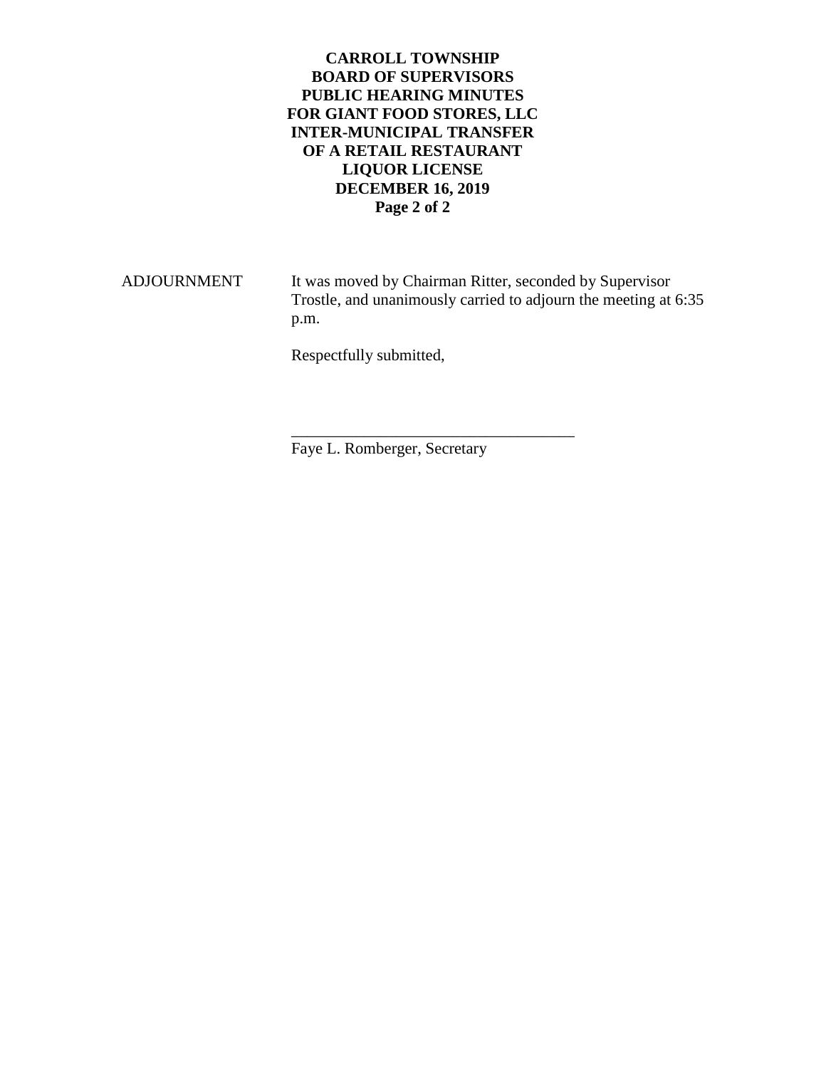ADJOURNMENT

It was moved by Chairman Ritter, seconded by Supervisor Trostle, and unanimously carried to adjourn the meeting at 6:35 p.m.

Respectfully submitted,

___________________________________

Faye L. Romberger, Secretary